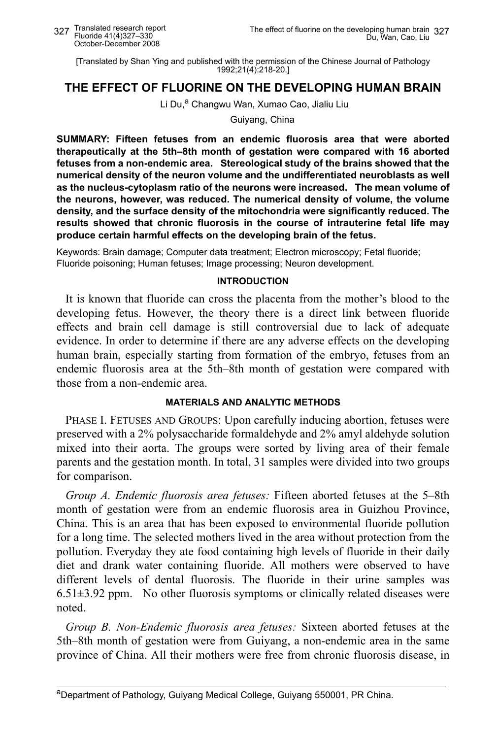[Translated by Shan Ying and published with the permission of the Chinese Journal of Pathology 1992;21(4):218-20.]

# THE EFFECT OF FLUORINE ON THE DEVELOPING HUMAN BRAIN

Li Du,[a] Changwu Wan, Xumao Cao, Jialiu Liu

Guiyang, China

**SUMMARY: Fifteen fetuses from an endemic fluorosis area that were aborted therapeutically at the 5th–8th month of gestation were compared with 16 aborted fetuses from a non-endemic area. Stereological study of the brains showed that the numerical density of the neuron volume and the undifferentiated neuroblasts as well as the nucleus-cytoplasm ratio of the neurons were increased. The mean volume of the neurons, however, was reduced. The numerical density of volume, the volume density, and the surface density of the mitochondria were significantly reduced. The results showed that chronic fluorosis in the course of intrauterine fetal life may produce certain harmful effects on the developing brain of the fetus.**

Keywords: Brain damage; Computer data treatment; Electron microscopy; Fetal fluoride; Fluoride poisoning; Human fetuses; Image processing; Neuron development.

## INTRODUCTION

It is known that fluoride can cross the placenta from the mother's blood to the developing fetus. However, the theory there is a direct link between fluoride effects and brain cell damage is still controversial due to lack of adequate evidence. In order to determine if there are any adverse effects on the developing human brain, especially starting from formation of the embryo, fetuses from an endemic fluorosis area at the 5th–8th month of gestation were compared with those from a non-endemic area.

## MATERIALS AND ANALYTIC METHODS

PHASE I. FETUSES AND GROUPS: Upon carefully inducing abortion, fetuses were preserved with a 2% polysaccharide formaldehyde and 2% amyl aldehyde solution mixed into their aorta. The groups were sorted by living area of their female parents and the gestation month. In total, 31 samples were divided into two groups for comparison.

*Group A. Endemic fluorosis area fetuses:* Fifteen aborted fetuses at the 5–8th month of gestation were from an endemic fluorosis area in Guizhou Province, China. This is an area that has been exposed to environmental fluoride pollution for a long time. The selected mothers lived in the area without protection from the pollution. Everyday they ate food containing high levels of fluoride in their daily diet and drank water containing fluoride. All mothers were observed to have different levels of dental fluorosis. The fluoride in their urine samples was $6.51 \pm 3.92$ ppm. No other fluorosis symptoms or clinically related diseases were noted.

*Group B. Non-Endemic fluorosis area fetuses:* Sixteen aborted fetuses at the 5th–8th month of gestation were from Guiyang, a non-endemic area in the same province of China. All their mothers were free from chronic fluorosis disease, in

[a]Department of Pathology, Guiyang Medical College, Guiyang 550001, PR China.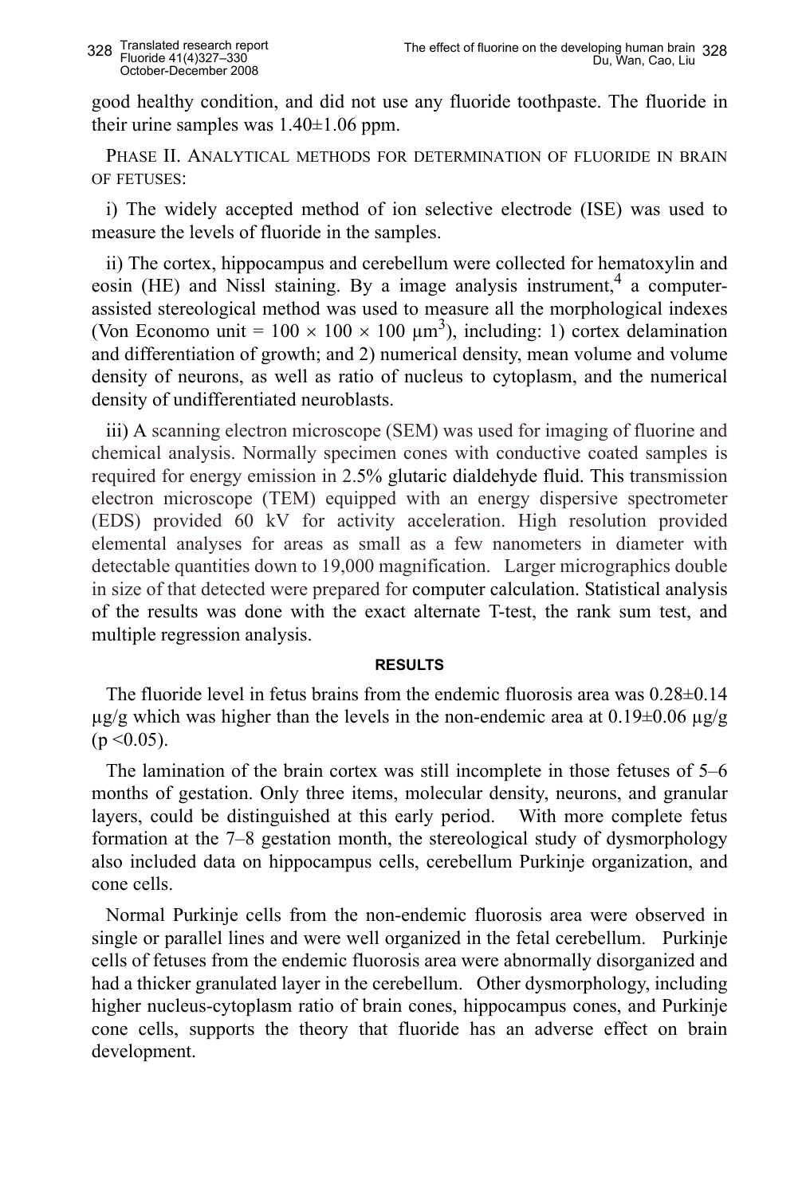good healthy condition, and did not use any fluoride toothpaste. The fluoride in their urine samples was 1.40±1.06 ppm.

PHASE II. ANALYTICAL METHODS FOR DETERMINATION OF FLUORIDE IN BRAIN OF FETUSES:

i) The widely accepted method of ion selective electrode (ISE) was used to measure the levels of fluoride in the samples.

ii) The cortex, hippocampus and cerebellum were collected for hematoxylin and eosin (HE) and Nissl staining. By a image analysis instrument,[4] a computer-assisted stereological method was used to measure all the morphological indexes (Von Economo unit = $100 \times 100 \times 100$ μm$^3$), including: 1) cortex delamination and differentiation of growth; and 2) numerical density, mean volume and volume density of neurons, as well as ratio of nucleus to cytoplasm, and the numerical density of undifferentiated neuroblasts.

iii) A scanning electron microscope (SEM) was used for imaging of fluorine and chemical analysis. Normally specimen cones with conductive coated samples is required for energy emission in 2.5% glutaric dialdehyde fluid. This transmission electron microscope (TEM) equipped with an energy dispersive spectrometer (EDS) provided 60 kV for activity acceleration. High resolution provided elemental analyses for areas as small as a few nanometers in diameter with detectable quantities down to 19,000 magnification. Larger micrographics double in size of that detected were prepared for computer calculation. Statistical analysis of the results was done with the exact alternate T-test, the rank sum test, and multiple regression analysis.

## RESULTS

The fluoride level in fetus brains from the endemic fluorosis area was 0.28±0.14 μg/g which was higher than the levels in the non-endemic area at 0.19±0.06 μg/g ($p < 0.05$).

The lamination of the brain cortex was still incomplete in those fetuses of 5–6 months of gestation. Only three items, molecular density, neurons, and granular layers, could be distinguished at this early period. With more complete fetus formation at the 7–8 gestation month, the stereological study of dysmorphology also included data on hippocampus cells, cerebellum Purkinje organization, and cone cells.

Normal Purkinje cells from the non-endemic fluorosis area were observed in single or parallel lines and were well organized in the fetal cerebellum. Purkinje cells of fetuses from the endemic fluorosis area were abnormally disorganized and had a thicker granulated layer in the cerebellum. Other dysmorphology, including higher nucleus-cytoplasm ratio of brain cones, hippocampus cones, and Purkinje cone cells, supports the theory that fluoride has an adverse effect on brain development.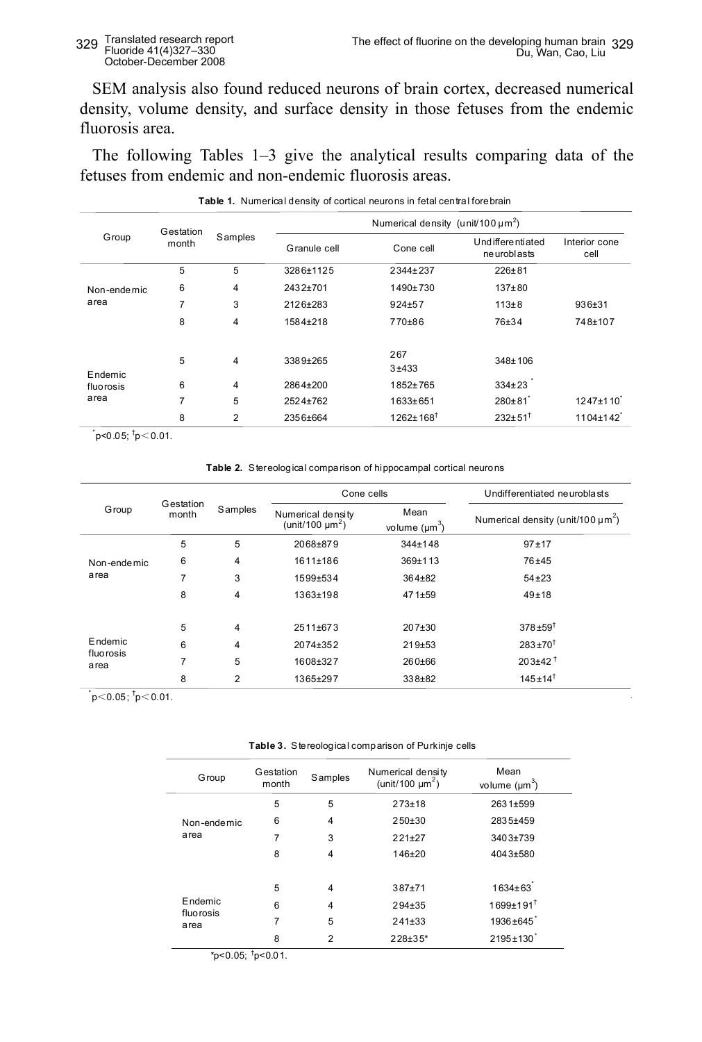SEM analysis also found reduced neurons of brain cortex, decreased numerical density, volume density, and surface density in those fetuses from the endemic fluorosis area.

The following Tables 1–3 give the analytical results comparing data of the fetuses from endemic and non-endemic fluorosis areas.

**Table 1.** Numerical density of cortical neurons in fetal central forebrain

| Group | Gestation month | Samples | Numerical density (unit/100 μm$^2$) | | | |
|---|---|---|---|---|---|---|
| | | | Granule cell | Cone cell | Undifferentiated neuroblasts | Interior cone cell |
| Non-endemic area | 5 | 5 | 3286±1125 | 2344±237 | 226±81 | |
| | 6 | 4 | 2432±701 | 1490±730 | 137±80 | |
| | 7 | 3 | 2126±283 | 924±57 | 113±8 | 936±31 |
| | 8 | 4 | 1584±218 | 770±86 | 76±34 | 748±107 |
| Endemic fluorosis area | 5 | 4 | 3389±265 | 267 3±433 | 348±106 | |
| | 6 | 4 | 2864±200 | 1852±765 | 334±23* | |
| | 7 | 5 | 2524±762 | 1633±651 | 280±81* | 1247±110* |
| | 8 | 2 | 2356±664 | 1262±168† | 232±51† | 1104±142* |

*$p<0.05$; †$p<0.01$.

**Table 2.** Stereological comparison of hippocampal cortical neurons

| Group | Gestation month | Samples | Cone cells | | Undifferentiated neuroblasts |
|---|---|---|---|---|---|
| | | | Numerical density (unit/100 μm$^2$) | Mean volume (μm$^3$) | Numerical density (unit/100 μm$^2$) |
| Non-endemic area | 5 | 5 | 2068±879 | 344±148 | 97±17 |
| | 6 | 4 | 1611±186 | 369±113 | 76±45 |
| | 7 | 3 | 1599±534 | 364±82 | 54±23 |
| | 8 | 4 | 1363±198 | 471±59 | 49±18 |
| Endemic fluorosis area | 5 | 4 | 2511±673 | 207±30 | 378±59† |
| | 6 | 4 | 2074±352 | 219±53 | 283±70† |
| | 7 | 5 | 1608±327 | 260±66 | 203±42† |
| | 8 | 2 | 1365±297 | 338±82 | 145±14† |

*$p<0.05$; †$p<0.01$.

**Table 3.** Stereological comparison of Purkinje cells

| Group | Gestation month | Samples | Numerical density (unit/100 μm$^2$) | Mean volume (μm$^3$) |
|---|---|---|---|---|
| Non-endemic area | 5 | 5 | 273±18 | 2631±599 |
| | 6 | 4 | 250±30 | 2835±459 |
| | 7 | 3 | 221±27 | 3403±739 |
| | 8 | 4 | 146±20 | 4043±580 |
| Endemic fluorosis area | 5 | 4 | 387±71 | 1634±63* |
| | 6 | 4 | 294±35 | 1699±191† |
| | 7 | 5 | 241±33 | 1936±645* |
| | 8 | 2 | 228±35* | 2195±130* |

*$p<0.05$; †$p<0.01$.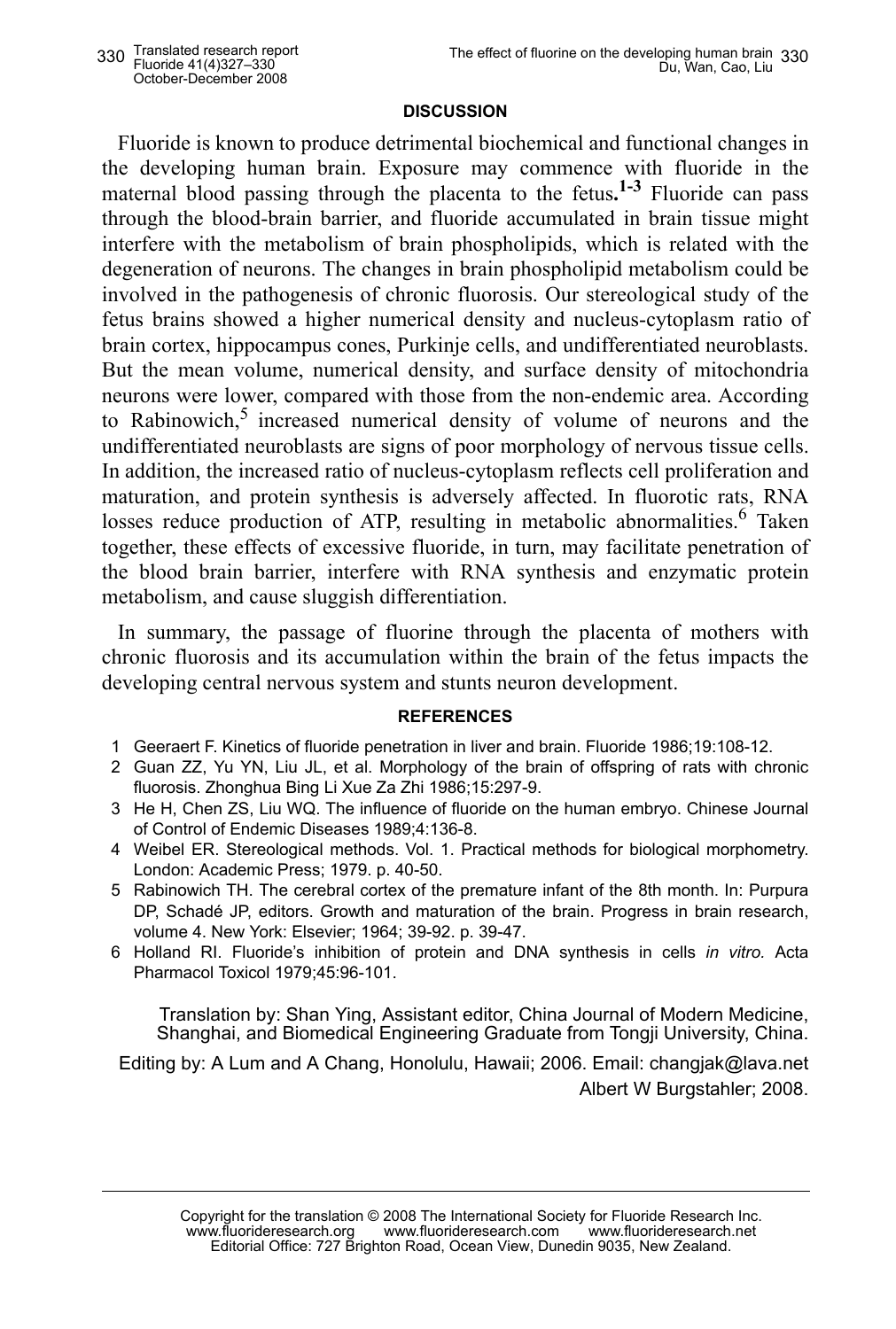## DISCUSSION

Fluoride is known to produce detrimental biochemical and functional changes in the developing human brain. Exposure may commence with fluoride in the maternal blood passing through the placenta to the fetus.[1-3] Fluoride can pass through the blood-brain barrier, and fluoride accumulated in brain tissue might interfere with the metabolism of brain phospholipids, which is related with the degeneration of neurons. The changes in brain phospholipid metabolism could be involved in the pathogenesis of chronic fluorosis. Our stereological study of the fetus brains showed a higher numerical density and nucleus-cytoplasm ratio of brain cortex, hippocampus cones, Purkinje cells, and undifferentiated neuroblasts. But the mean volume, numerical density, and surface density of mitochondria neurons were lower, compared with those from the non-endemic area. According to Rabinowich,[5] increased numerical density of volume of neurons and the undifferentiated neuroblasts are signs of poor morphology of nervous tissue cells. In addition, the increased ratio of nucleus-cytoplasm reflects cell proliferation and maturation, and protein synthesis is adversely affected. In fluorotic rats, RNA losses reduce production of ATP, resulting in metabolic abnormalities.[6] Taken together, these effects of excessive fluoride, in turn, may facilitate penetration of the blood brain barrier, interfere with RNA synthesis and enzymatic protein metabolism, and cause sluggish differentiation.

In summary, the passage of fluorine through the placenta of mothers with chronic fluorosis and its accumulation within the brain of the fetus impacts the developing central nervous system and stunts neuron development.

## REFERENCES

1. Geeraert F. Kinetics of fluoride penetration in liver and brain. Fluoride 1986;19:108-12.
2. Guan ZZ, Yu YN, Liu JL, et al. Morphology of the brain of offspring of rats with chronic fluorosis. Zhonghua Bing Li Xue Za Zhi 1986;15:297-9.
3. He H, Chen ZS, Liu WQ. The influence of fluoride on the human embryo. Chinese Journal of Control of Endemic Diseases 1989;4:136-8.
4. Weibel ER. Stereological methods. Vol. 1. Practical methods for biological morphometry. London: Academic Press; 1979. p. 40-50.
5. Rabinowich TH. The cerebral cortex of the premature infant of the 8th month. In: Purpura DP, Schadé JP, editors. Growth and maturation of the brain. Progress in brain research, volume 4. New York: Elsevier; 1964; 39-92. p. 39-47.
6. Holland RI. Fluoride's inhibition of protein and DNA synthesis in cells *in vitro.* Acta Pharmacol Toxicol 1979;45:96-101.

Translation by: Shan Ying, Assistant editor, China Journal of Modern Medicine, Shanghai, and Biomedical Engineering Graduate from Tongji University, China.

Editing by: A Lum and A Chang, Honolulu, Hawaii; 2006. Email: changjak@lava.net
Albert W Burgstahler; 2008.

Copyright for the translation © 2008 The International Society for Fluoride Research Inc.
www.fluorideresearch.org www.fluorideresearch.com www.fluorideresearch.net
Editorial Office: 727 Brighton Road, Ocean View, Dunedin 9035, New Zealand.